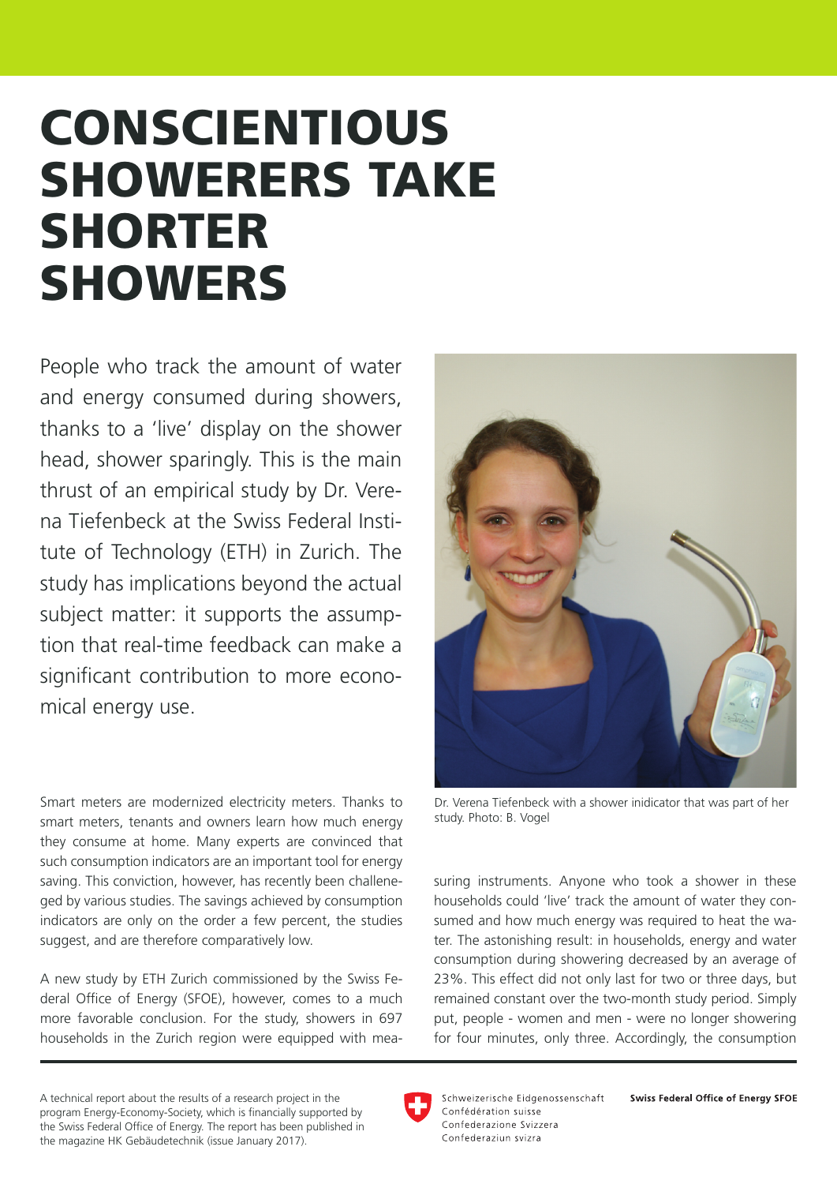# CONSCIENTIOUS SHOWERERS TAKE SHORTER SHOWERS

People who track the amount of water and energy consumed during showers, thanks to a 'live' display on the shower head, shower sparingly. This is the main thrust of an empirical study by Dr. Verena Tiefenbeck at the Swiss Federal Institute of Technology (ETH) in Zurich. The study has implications beyond the actual subject matter: it supports the assumption that real-time feedback can make a significant contribution to more economical energy use.

Dr. Verena Tiefenbeck with a shower inidicator that was part of her study. Photo: B. Vogel

Smart meters are modernized electricity meters. Thanks to smart meters, tenants and owners learn how much energy they consume at home. Many experts are convinced that such consumption indicators are an important tool for energy saving. This conviction, however, has recently been challeneged by various studies. The savings achieved by consumption indicators are only on the order a few percent, the studies suggest, and are therefore comparatively low.

A new study by ETH Zurich commissioned by the Swiss Federal Office of Energy (SFOE), however, comes to a much more favorable conclusion. For the study, showers in 697 households in the Zurich region were equipped with measuring instruments. Anyone who took a shower in these households could 'live' track the amount of water they consumed and how much energy was required to heat the water. The astonishing result: in households, energy and water consumption during showering decreased by an average of 23%. This effect did not only last for two or three days, but remained constant over the two-month study period. Simply put, people - women and men - were no longer showering for four minutes, only three. Accordingly, the consumption

A technical report about the results of a research project in the program Energy-Economy-Society, which is financially supported by the Swiss Federal Office of Energy. The report has been published in the magazine HK Gebäudetechnik (issue January 2017).

Schweizerische Eidgenossenschaft
Confédération suisse
Confederazione Svizzera
Confederaziun svizra

**Swiss Federal Office of Energy SFOE**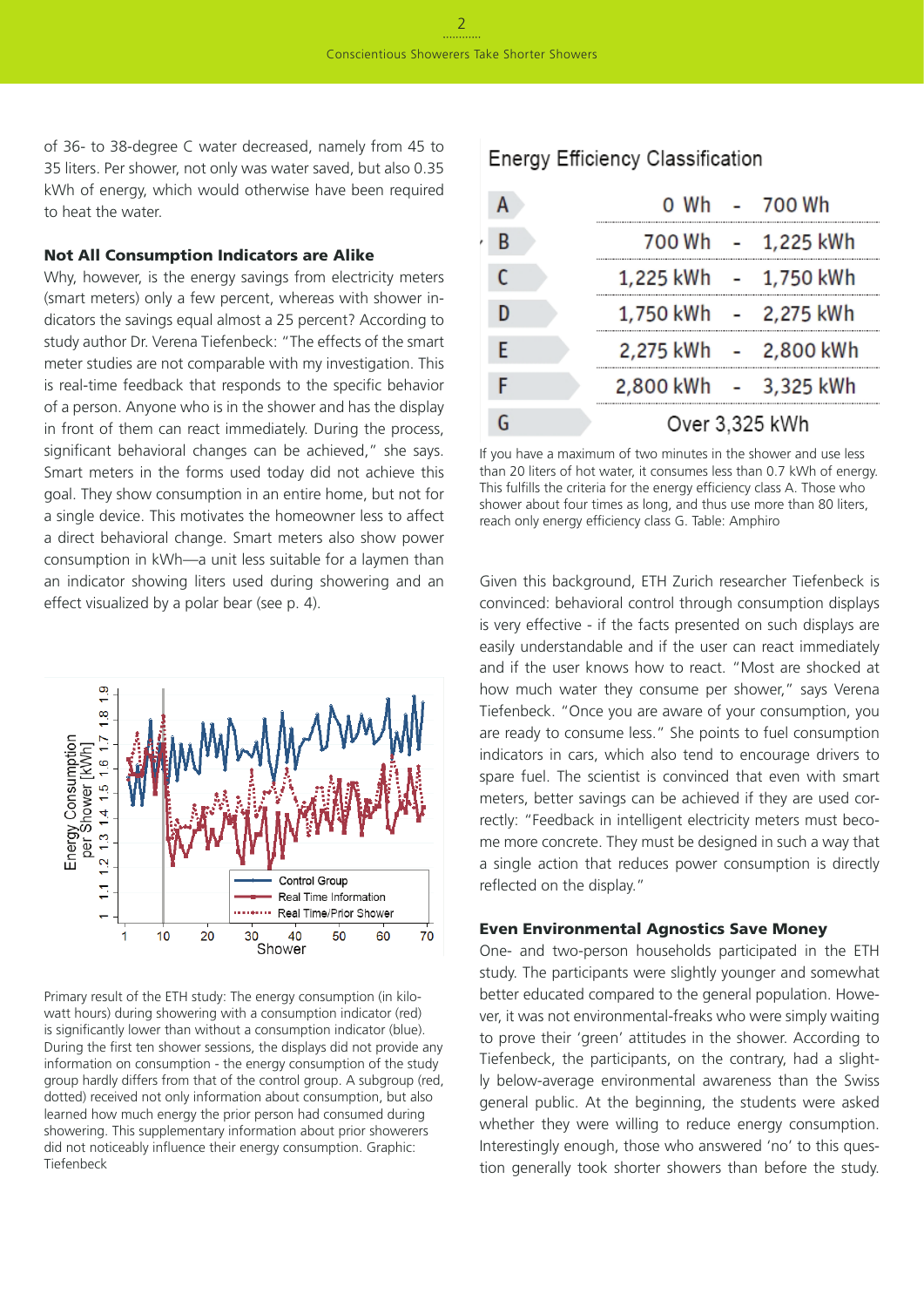of 36- to 38-degree C water decreased, namely from 45 to 35 liters. Per shower, not only was water saved, but also 0.35 kWh of energy, which would otherwise have been required to heat the water.

**Not All Consumption Indicators are Alike**

Why, however, is the energy savings from electricity meters (smart meters) only a few percent, whereas with shower indicators the savings equal almost a 25 percent? According to study author Dr. Verena Tiefenbeck: "The effects of the smart meter studies are not comparable with my investigation. This is real-time feedback that responds to the specific behavior of a person. Anyone who is in the shower and has the display in front of them can react immediately. During the process, significant behavioral changes can be achieved," she says. Smart meters in the forms used today did not achieve this goal. They show consumption in an entire home, but not for a single device. This motivates the homeowner less to affect a direct behavioral change. Smart meters also show power consumption in kWh—a unit less suitable for a laymen than an indicator showing liters used during showering and an effect visualized by a polar bear (see p. 4).

Energy Consumption per Shower [kWh]
1 1.1 1.2 1.3 1.4 1.5 1.6 1.7 1.8 1.9
Shower
1 10 20 30 40 50 60 70
Control Group
Real Time Information
Real Time/Prior Shower

Primary result of the ETH study: The energy consumption (in kilowatt hours) during showering with a consumption indicator (red) is significantly lower than without a consumption indicator (blue). During the first ten shower sessions, the displays did not provide any information on consumption - the energy consumption of the study group hardly differs from that of the control group. A subgroup (red, dotted) received not only information about consumption, but also learned how much energy the prior person had consumed during showering. This supplementary information about prior showerers did not noticeably influence their energy consumption. Graphic: Tiefenbeck

Energy Efficiency Classification

| | |
|---|---|
| A | 0 Wh - 700 Wh |
| B | 700 Wh - 1,225 kWh |
| C | 1,225 kWh - 1,750 kWh |
| D | 1,750 kWh - 2,275 kWh |
| E | 2,275 kWh - 2,800 kWh |
| F | 2,800 kWh - 3,325 kWh |
| G | Over 3,325 kWh |

If you have a maximum of two minutes in the shower and use less than 20 liters of hot water, it consumes less than 0.7 kWh of energy. This fulfills the criteria for the energy efficiency class A. Those who shower about four times as long, and thus use more than 80 liters, reach only energy efficiency class G. Table: Amphiro

Given this background, ETH Zurich researcher Tiefenbeck is convinced: behavioral control through consumption displays is very effective - if the facts presented on such displays are easily understandable and if the user can react immediately and if the user knows how to react. "Most are shocked at how much water they consume per shower," says Verena Tiefenbeck. "Once you are aware of your consumption, you are ready to consume less." She points to fuel consumption indicators in cars, which also tend to encourage drivers to spare fuel. The scientist is convinced that even with smart meters, better savings can be achieved if they are used correctly: "Feedback in intelligent electricity meters must become more concrete. They must be designed in such a way that a single action that reduces power consumption is directly reflected on the display."

**Even Environmental Agnostics Save Money**

One- and two-person households participated in the ETH study. The participants were slightly younger and somewhat better educated compared to the general population. However, it was not environmental-freaks who were simply waiting to prove their 'green' attitudes in the shower. According to Tiefenbeck, the participants, on the contrary, had a slightly below-average environmental awareness than the Swiss general public. At the beginning, the students were asked whether they were willing to reduce energy consumption. Interestingly enough, those who answered 'no' to this question generally took shorter showers than before the study.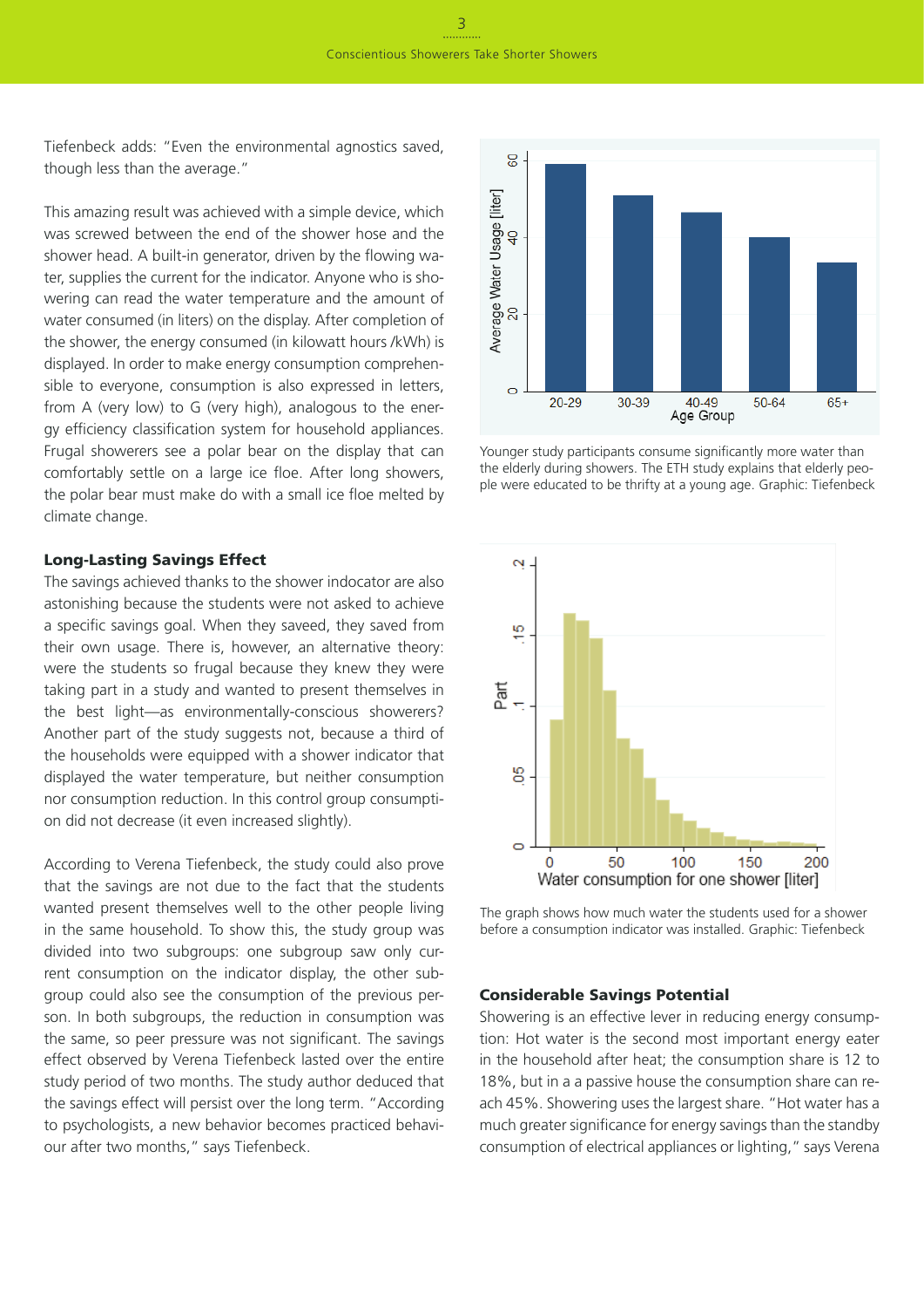Tiefenbeck adds: "Even the environmental agnostics saved, though less than the average."

This amazing result was achieved with a simple device, which was screwed between the end of the shower hose and the shower head. A built-in generator, driven by the flowing water, supplies the current for the indicator. Anyone who is showering can read the water temperature and the amount of water consumed (in liters) on the display. After completion of the shower, the energy consumed (in kilowatt hours /kWh) is displayed. In order to make energy consumption comprehensible to everyone, consumption is also expressed in letters, from A (very low) to G (very high), analogous to the energy efficiency classification system for household appliances. Frugal showerers see a polar bear on the display that can comfortably settle on a large ice floe. After long showers, the polar bear must make do with a small ice floe melted by climate change.

## Long-Lasting Savings Effect

The savings achieved thanks to the shower indocator are also astonishing because the students were not asked to achieve a specific savings goal. When they saveed, they saved from their own usage. There is, however, an alternative theory: were the students so frugal because they knew they were taking part in a study and wanted to present themselves in the best light—as environmentally-conscious showerers? Another part of the study suggests not, because a third of the households were equipped with a shower indicator that displayed the water temperature, but neither consumption nor consumption reduction. In this control group consumption did not decrease (it even increased slightly).

According to Verena Tiefenbeck, the study could also prove that the savings are not due to the fact that the students wanted present themselves well to the other people living in the same household. To show this, the study group was divided into two subgroups: one subgroup saw only current consumption on the indicator display, the other subgroup could also see the consumption of the previous person. In both subgroups, the reduction in consumption was the same, so peer pressure was not significant. The savings effect observed by Verena Tiefenbeck lasted over the entire study period of two months. The study author deduced that the savings effect will persist over the long term. "According to psychologists, a new behavior becomes practiced behaviour after two months," says Tiefenbeck.

Average Water Usage [liter]
0
20
40
60
20-29
30-39
40-49
50-64
65+
Age Group

Younger study participants consume significantly more water than the elderly during showers. The ETH study explains that elderly people were educated to be thrifty at a young age. Graphic: Tiefenbeck

Part
0
.05
.1
.15
.2
0
50
100
150
200
Water consumption for one shower [liter]

The graph shows how much water the students used for a shower before a consumption indicator was installed. Graphic: Tiefenbeck

## Considerable Savings Potential

Showering is an effective lever in reducing energy consumption: Hot water is the second most important energy eater in the household after heat; the consumption share is 12 to 18%, but in a a passive house the consumption share can reach 45%. Showering uses the largest share. "Hot water has a much greater significance for energy savings than the standby consumption of electrical appliances or lighting," says Verena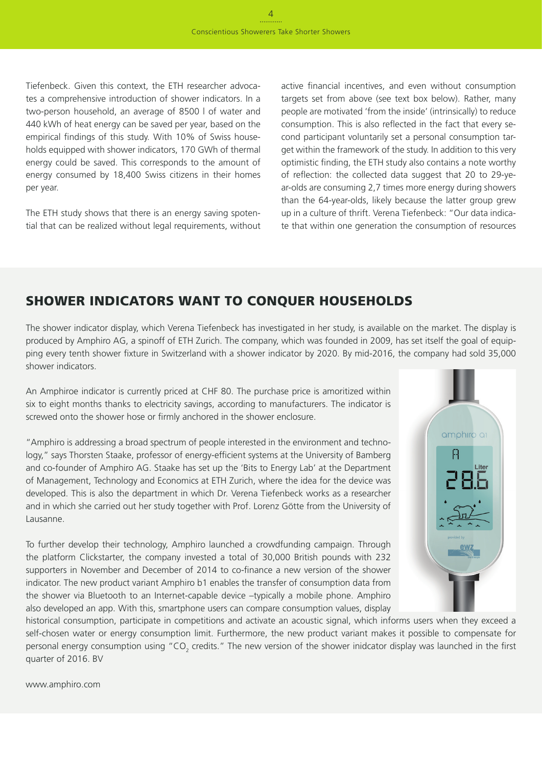Tiefenbeck. Given this context, the ETH researcher advocates a comprehensive introduction of shower indicators. In a two-person household, an average of 8500 l of water and 440 kWh of heat energy can be saved per year, based on the empirical findings of this study. With 10% of Swiss households equipped with shower indicators, 170 GWh of thermal energy could be saved. This corresponds to the amount of energy consumed by 18,400 Swiss citizens in their homes per year.

The ETH study shows that there is an energy saving spotential that can be realized without legal requirements, without active financial incentives, and even without consumption targets set from above (see text box below). Rather, many people are motivated 'from the inside' (intrinsically) to reduce consumption. This is also reflected in the fact that every second participant voluntarily set a personal consumption target within the framework of the study. In addition to this very optimistic finding, the ETH study also contains a note worthy of reflection: the collected data suggest that 20 to 29-year-olds are consuming 2,7 times more energy during showers than the 64-year-olds, likely because the latter group grew up in a culture of thrift. Verena Tiefenbeck: "Our data indicate that within one generation the consumption of resources

## SHOWER INDICATORS WANT TO CONQUER HOUSEHOLDS

The shower indicator display, which Verena Tiefenbeck has investigated in her study, is available on the market. The display is produced by Amphiro AG, a spinoff of ETH Zurich. The company, which was founded in 2009, has set itself the goal of equipping every tenth shower fixture in Switzerland with a shower indicator by 2020. By mid-2016, the company had sold 35,000 shower indicators.

An Amphiroe indicator is currently priced at CHF 80. The purchase price is amoritized within six to eight months thanks to electricity savings, according to manufacturers. The indicator is screwed onto the shower hose or firmly anchored in the shower enclosure.

"Amphiro is addressing a broad spectrum of people interested in the environment and technology," says Thorsten Staake, professor of energy-efficient systems at the University of Bamberg and co-founder of Amphiro AG. Staake has set up the 'Bits to Energy Lab' at the Department of Management, Technology and Economics at ETH Zurich, where the idea for the device was developed. This is also the department in which Dr. Verena Tiefenbeck works as a researcher and in which she carried out her study together with Prof. Lorenz Götte from the University of Lausanne.

To further develop their technology, Amphiro launched a crowdfunding campaign. Through the platform Clickstarter, the company invested a total of 30,000 British pounds with 232 supporters in November and December of 2014 to co-finance a new version of the shower indicator. The new product variant Amphiro b1 enables the transfer of consumption data from the shower via Bluetooth to an Internet-capable device –typically a mobile phone. Amphiro also developed an app. With this, smartphone users can compare consumption values, display historical consumption, participate in competitions and activate an acoustic signal, which informs users when they exceed a self-chosen water or energy consumption limit. Furthermore, the new product variant makes it possible to compensate for personal energy consumption using "$CO_2$ credits." The new version of the shower inidcator display was launched in the first quarter of 2016. BV

www.amphiro.com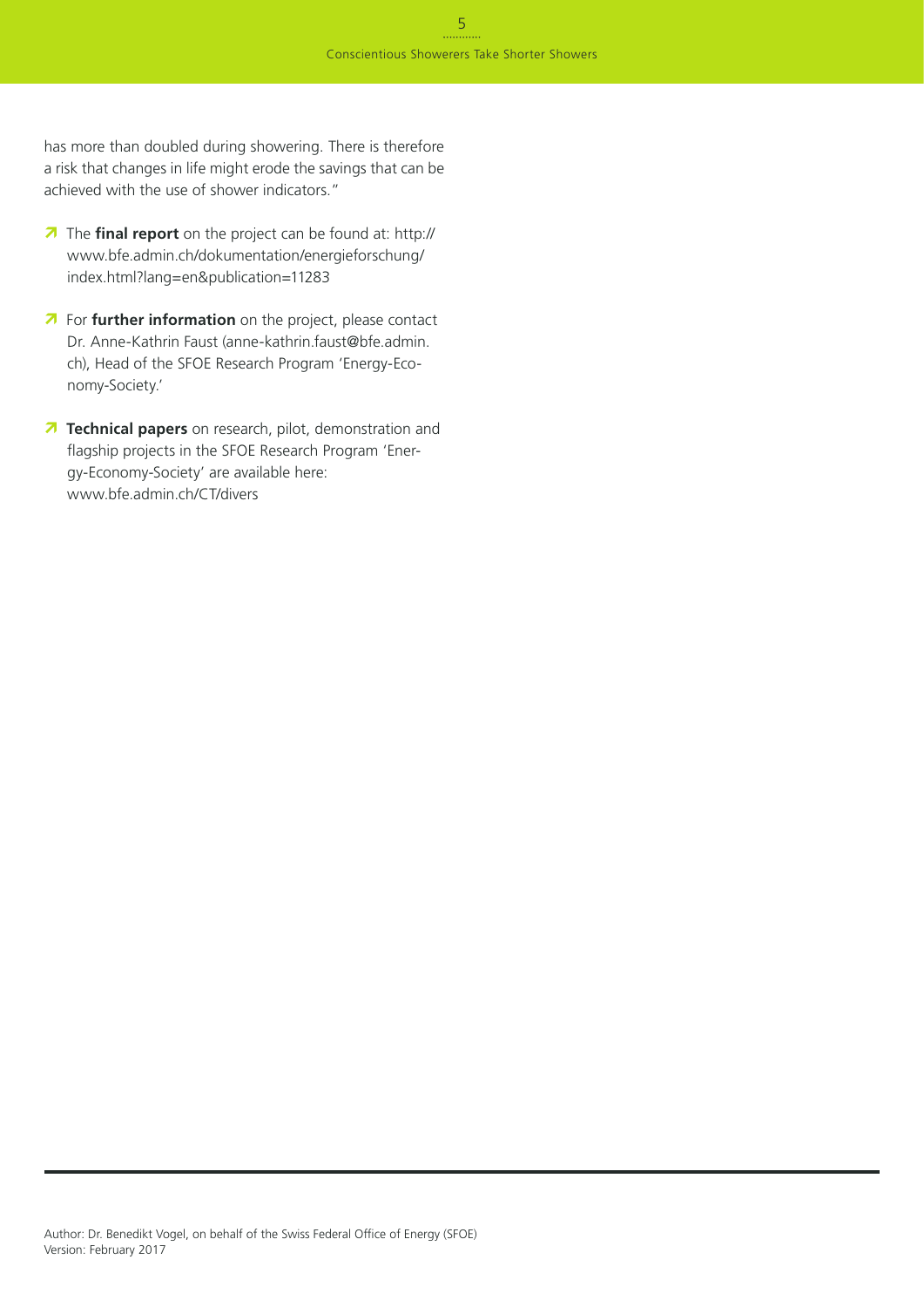has more than doubled during showering. There is therefore a risk that changes in life might erode the savings that can be achieved with the use of shower indicators."

- The **final report** on the project can be found at: http://www.bfe.admin.ch/dokumentation/energieforschung/index.html?lang=en&publication=11283

- For **further information** on the project, please contact Dr. Anne-Kathrin Faust (anne-kathrin.faust@bfe.admin.ch), Head of the SFOE Research Program 'Energy-Economy-Society.'

- **Technical papers** on research, pilot, demonstration and flagship projects in the SFOE Research Program 'Energy-Economy-Society' are available here: www.bfe.admin.ch/CT/divers

---

Author: Dr. Benedikt Vogel, on behalf of the Swiss Federal Office of Energy (SFOE)
Version: February 2017